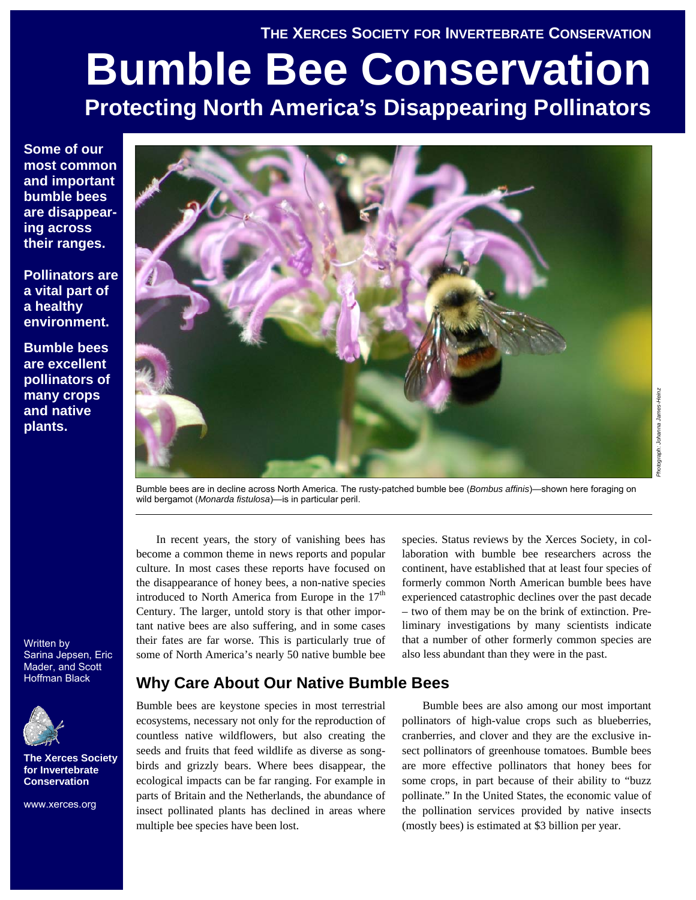THE XERCES SOCIETY FOR INVERTEBRATE CONSERVATION

# Bumble Bee Conservation

## Protecting North America's Disappearing Pollinators

**Some of our most common and important bumble bees are disappearing across their ranges.**

**Pollinators are a vital part of a healthy environment.**

**Bumble bees are excellent pollinators of many crops and native plants.**

Photograph: Johanna James-Heinz

Bumble bees are in decline across North America. The rusty-patched bumble bee (*Bombus affinis*)—shown here foraging on wild bergamot (*Monarda fistulosa*)—is in particular peril.

Written by Sarina Jepsen, Eric Mader, and Scott Hoffman Black

**The Xerces Society for Invertebrate Conservation**

www.xerces.org

In recent years, the story of vanishing bees has become a common theme in news reports and popular culture. In most cases these reports have focused on the disappearance of honey bees, a non-native species introduced to North America from Europe in the 17th Century. The larger, untold story is that other important native bees are also suffering, and in some cases their fates are far worse. This is particularly true of some of North America's nearly 50 native bumble bee species. Status reviews by the Xerces Society, in collaboration with bumble bee researchers across the continent, have established that at least four species of formerly common North American bumble bees have experienced catastrophic declines over the past decade – two of them may be on the brink of extinction. Preliminary investigations by many scientists indicate that a number of other formerly common species are also less abundant than they were in the past.

## Why Care About Our Native Bumble Bees

Bumble bees are keystone species in most terrestrial ecosystems, necessary not only for the reproduction of countless native wildflowers, but also creating the seeds and fruits that feed wildlife as diverse as songbirds and grizzly bears. Where bees disappear, the ecological impacts can be far ranging. For example in parts of Britain and the Netherlands, the abundance of insect pollinated plants has declined in areas where multiple bee species have been lost.

Bumble bees are also among our most important pollinators of high-value crops such as blueberries, cranberries, and clover and they are the exclusive insect pollinators of greenhouse tomatoes. Bumble bees are more effective pollinators that honey bees for some crops, in part because of their ability to "buzz pollinate." In the United States, the economic value of the pollination services provided by native insects (mostly bees) is estimated at $3 billion per year.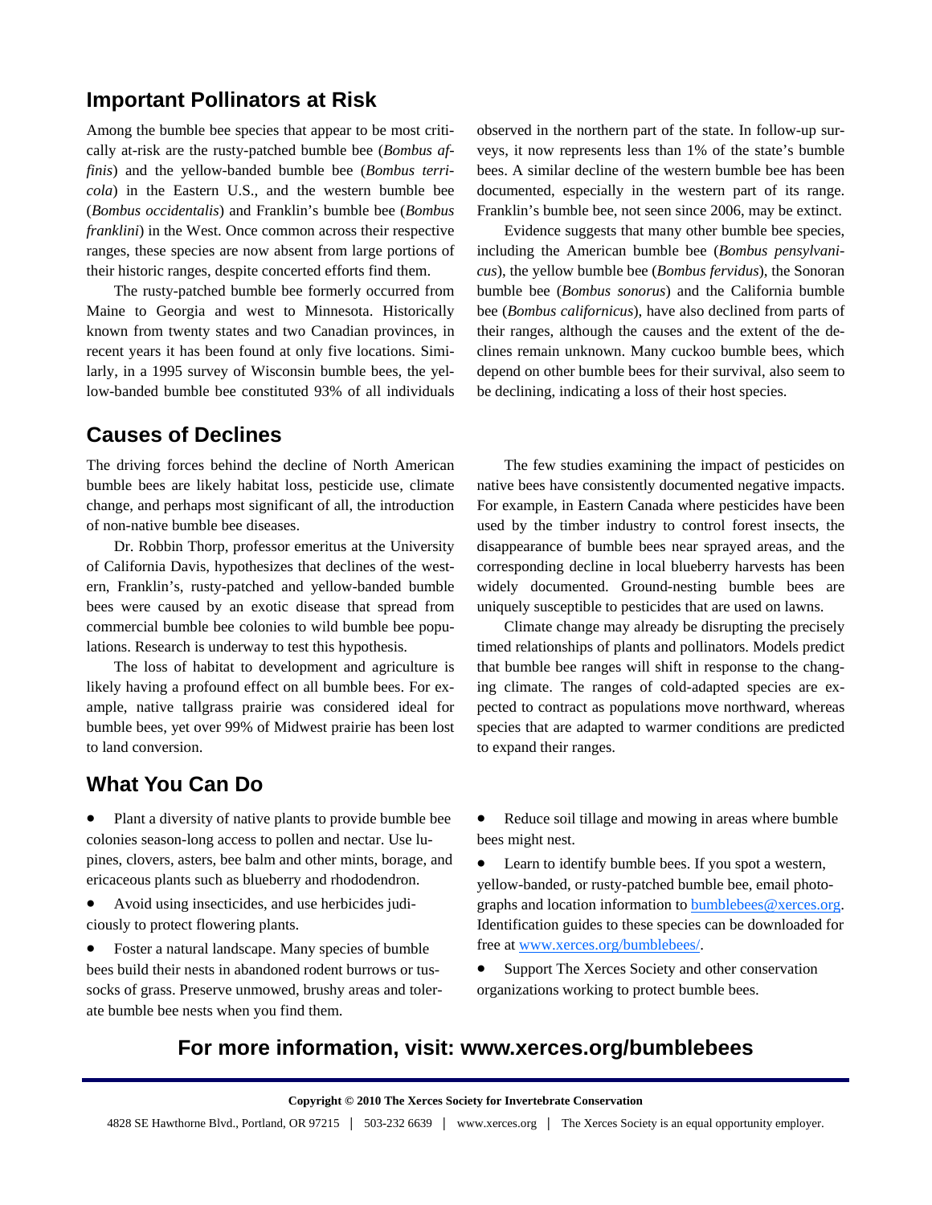## Important Pollinators at Risk

Among the bumble bee species that appear to be most critically at-risk are the rusty-patched bumble bee (*Bombus affinis*) and the yellow-banded bumble bee (*Bombus terricola*) in the Eastern U.S., and the western bumble bee (*Bombus occidentalis*) and Franklin's bumble bee (*Bombus franklini*) in the West. Once common across their respective ranges, these species are now absent from large portions of their historic ranges, despite concerted efforts find them.

The rusty-patched bumble bee formerly occurred from Maine to Georgia and west to Minnesota. Historically known from twenty states and two Canadian provinces, in recent years it has been found at only five locations. Similarly, in a 1995 survey of Wisconsin bumble bees, the yellow-banded bumble bee constituted 93% of all individuals observed in the northern part of the state. In follow-up surveys, it now represents less than 1% of the state's bumble bees. A similar decline of the western bumble bee has been documented, especially in the western part of its range. Franklin's bumble bee, not seen since 2006, may be extinct.

Evidence suggests that many other bumble bee species, including the American bumble bee (*Bombus pensylvanicus*), the yellow bumble bee (*Bombus fervidus*), the Sonoran bumble bee (*Bombus sonorus*) and the California bumble bee (*Bombus californicus*), have also declined from parts of their ranges, although the causes and the extent of the declines remain unknown. Many cuckoo bumble bees, which depend on other bumble bees for their survival, also seem to be declining, indicating a loss of their host species.

## Causes of Declines

The driving forces behind the decline of North American bumble bees are likely habitat loss, pesticide use, climate change, and perhaps most significant of all, the introduction of non-native bumble bee diseases.

Dr. Robbin Thorp, professor emeritus at the University of California Davis, hypothesizes that declines of the western, Franklin's, rusty-patched and yellow-banded bumble bees were caused by an exotic disease that spread from commercial bumble bee colonies to wild bumble bee populations. Research is underway to test this hypothesis.

The loss of habitat to development and agriculture is likely having a profound effect on all bumble bees. For example, native tallgrass prairie was considered ideal for bumble bees, yet over 99% of Midwest prairie has been lost to land conversion.

The few studies examining the impact of pesticides on native bees have consistently documented negative impacts. For example, in Eastern Canada where pesticides have been used by the timber industry to control forest insects, the disappearance of bumble bees near sprayed areas, and the corresponding decline in local blueberry harvests has been widely documented. Ground-nesting bumble bees are uniquely susceptible to pesticides that are used on lawns.

Climate change may already be disrupting the precisely timed relationships of plants and pollinators. Models predict that bumble bee ranges will shift in response to the changing climate. The ranges of cold-adapted species are expected to contract as populations move northward, whereas species that are adapted to warmer conditions are predicted to expand their ranges.

## What You Can Do

- Plant a diversity of native plants to provide bumble bee colonies season-long access to pollen and nectar. Use lupines, clovers, asters, bee balm and other mints, borage, and ericaceous plants such as blueberry and rhododendron.
- Avoid using insecticides, and use herbicides judiciously to protect flowering plants.
- Foster a natural landscape. Many species of bumble bees build their nests in abandoned rodent burrows or tussocks of grass. Preserve unmowed, brushy areas and tolerate bumble bee nests when you find them.
- Reduce soil tillage and mowing in areas where bumble bees might nest.
- Learn to identify bumble bees. If you spot a western, yellow-banded, or rusty-patched bumble bee, email photographs and location information to bumblebees@xerces.org. Identification guides to these species can be downloaded for free at www.xerces.org/bumblebees/.
- Support The Xerces Society and other conservation organizations working to protect bumble bees.

**For more information, visit: www.xerces.org/bumblebees**

**Copyright © 2010 The Xerces Society for Invertebrate Conservation**

4828 SE Hawthorne Blvd., Portland, OR 97215 | 503-232 6639 | www.xerces.org | The Xerces Society is an equal opportunity employer.